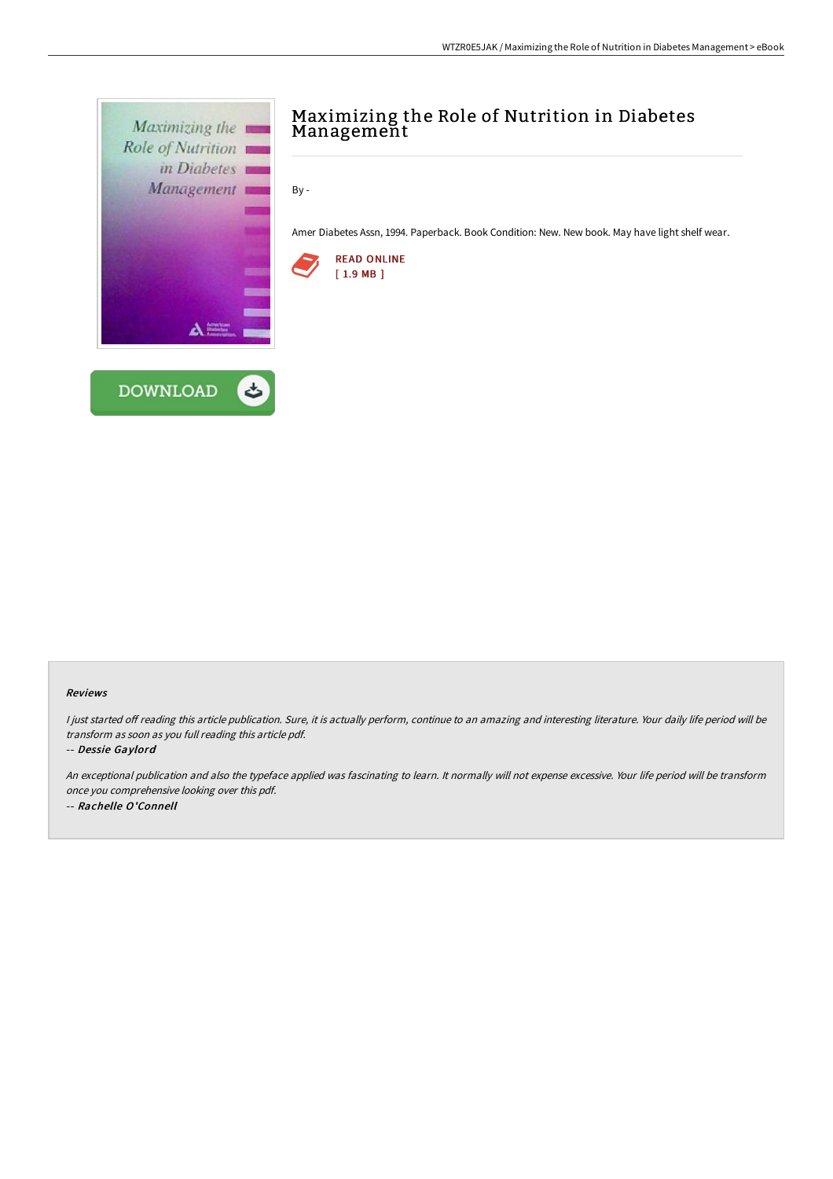# Maximizing the Role of Nutrition in Diabetes Management

By -

Amer Diabetes Assn, 1994. Paperback. Book Condition: New. New book. May have light shelf wear.

READ ONLINE
[ 1.9 MB ]

DOWNLOAD

## Reviews

*I just started off reading this article publication. Sure, it is actually perform, continue to an amazing and interesting literature. Your daily life period will be transform as soon as you full reading this article pdf.*

*-- **Dessie Gaylord***

*An exceptional publication and also the typeface applied was fascinating to learn. It normally will not expense excessive. Your life period will be transform once you comprehensive looking over this pdf.*

*-- **Rachelle O'Connell***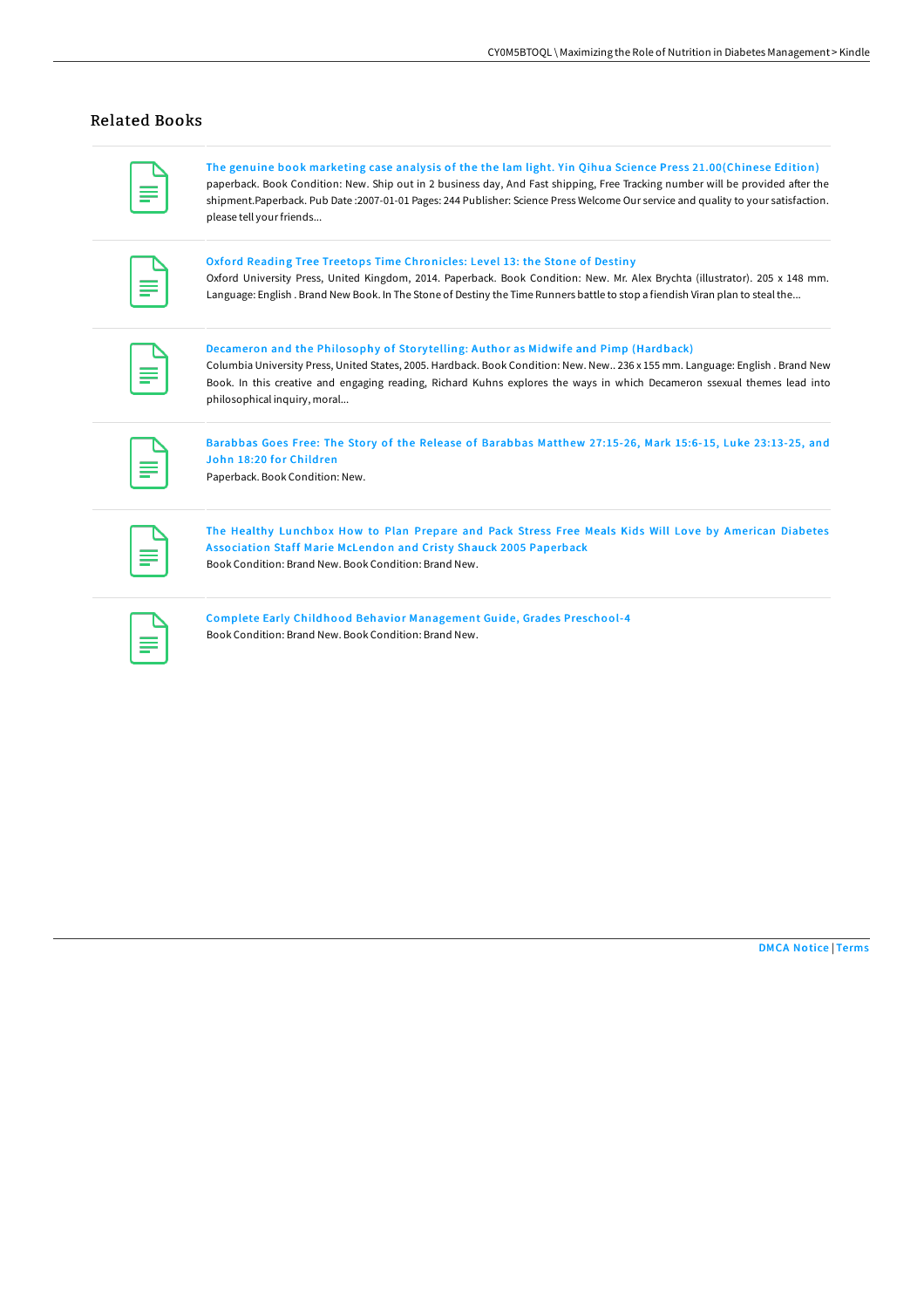## Related Books

**The genuine book marketing case analysis of the the lam light. Yin Qihua Science Press 21.00(Chinese Edition)**
paperback. Book Condition: New. Ship out in 2 business day, And Fast shipping, Free Tracking number will be provided after the shipment.Paperback. Pub Date :2007-01-01 Pages: 244 Publisher: Science Press Welcome Our service and quality to your satisfaction. please tell your friends...

**Oxford Reading Tree Treetops Time Chronicles: Level 13: the Stone of Destiny**
Oxford University Press, United Kingdom, 2014. Paperback. Book Condition: New. Mr. Alex Brychta (illustrator). 205 x 148 mm. Language: English . Brand New Book. In The Stone of Destiny the Time Runners battle to stop a fiendish Viran plan to steal the...

**Decameron and the Philosophy of Storytelling: Author as Midwife and Pimp (Hardback)**
Columbia University Press, United States, 2005. Hardback. Book Condition: New. New.. 236 x 155 mm. Language: English . Brand New Book. In this creative and engaging reading, Richard Kuhns explores the ways in which Decameron ssexual themes lead into philosophical inquiry, moral...

**Barabbas Goes Free: The Story of the Release of Barabbas Matthew 27:15-26, Mark 15:6-15, Luke 23:13-25, and John 18:20 for Children**
Paperback. Book Condition: New.

**The Healthy Lunchbox How to Plan Prepare and Pack Stress Free Meals Kids Will Love by American Diabetes Association Staff Marie McLendon and Cristy Shauck 2005 Paperback**
Book Condition: Brand New. Book Condition: Brand New.

**Complete Early Childhood Behavior Management Guide, Grades Preschool-4**
Book Condition: Brand New. Book Condition: Brand New.